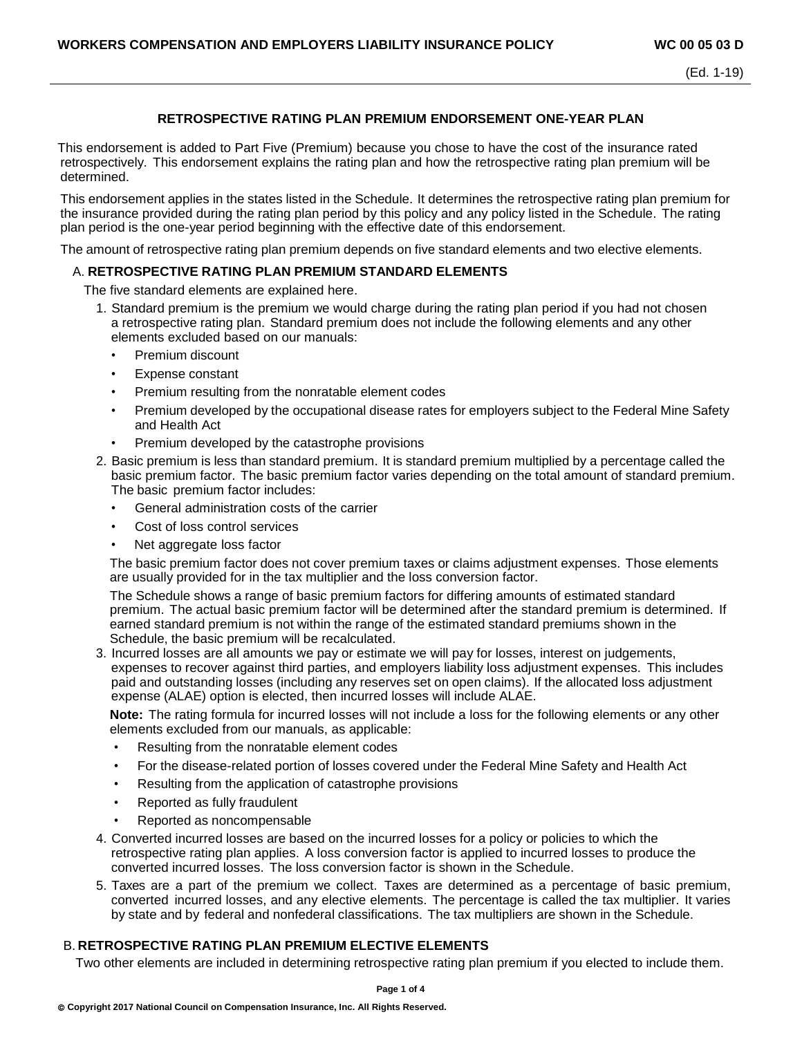# RETROSPECTIVE RATING PLAN PREMIUM ENDORSEMENT ONE-YEAR PLAN

This endorsement is added to Part Five (Premium) because you chose to have the cost of the insurance rated retrospectively. This endorsement explains the rating plan and how the retrospective rating plan premium will be determined.

This endorsement applies in the states listed in the Schedule. It determines the retrospective rating plan premium for the insurance provided during the rating plan period by this policy and any policy listed in the Schedule. The rating plan period is the one-year period beginning with the effective date of this endorsement.

The amount of retrospective rating plan premium depends on five standard elements and two elective elements.

## A. RETROSPECTIVE RATING PLAN PREMIUM STANDARD ELEMENTS

The five standard elements are explained here.

1. Standard premium is the premium we would charge during the rating plan period if you had not chosen a retrospective rating plan. Standard premium does not include the following elements and any other elements excluded based on our manuals:
   - Premium discount
   - Expense constant
   - Premium resulting from the nonratable element codes
   - Premium developed by the occupational disease rates for employers subject to the Federal Mine Safety and Health Act
   - Premium developed by the catastrophe provisions
2. Basic premium is less than standard premium. It is standard premium multiplied by a percentage called the basic premium factor. The basic premium factor varies depending on the total amount of standard premium. The basic premium factor includes:
   - General administration costs of the carrier
   - Cost of loss control services
   - Net aggregate loss factor

   The basic premium factor does not cover premium taxes or claims adjustment expenses. Those elements are usually provided for in the tax multiplier and the loss conversion factor.

   The Schedule shows a range of basic premium factors for differing amounts of estimated standard premium. The actual basic premium factor will be determined after the standard premium is determined. If earned standard premium is not within the range of the estimated standard premiums shown in the Schedule, the basic premium will be recalculated.
3. Incurred losses are all amounts we pay or estimate we will pay for losses, interest on judgements, expenses to recover against third parties, and employers liability loss adjustment expenses. This includes paid and outstanding losses (including any reserves set on open claims). If the allocated loss adjustment expense (ALAE) option is elected, then incurred losses will include ALAE.

   **Note:** The rating formula for incurred losses will not include a loss for the following elements or any other elements excluded from our manuals, as applicable:
   - Resulting from the nonratable element codes
   - For the disease-related portion of losses covered under the Federal Mine Safety and Health Act
   - Resulting from the application of catastrophe provisions
   - Reported as fully fraudulent
   - Reported as noncompensable
4. Converted incurred losses are based on the incurred losses for a policy or policies to which the retrospective rating plan applies. A loss conversion factor is applied to incurred losses to produce the converted incurred losses. The loss conversion factor is shown in the Schedule.
5. Taxes are a part of the premium we collect. Taxes are determined as a percentage of basic premium, converted incurred losses, and any elective elements. The percentage is called the tax multiplier. It varies by state and by federal and nonfederal classifications. The tax multipliers are shown in the Schedule.

## B. RETROSPECTIVE RATING PLAN PREMIUM ELECTIVE ELEMENTS

Two other elements are included in determining retrospective rating plan premium if you elected to include them.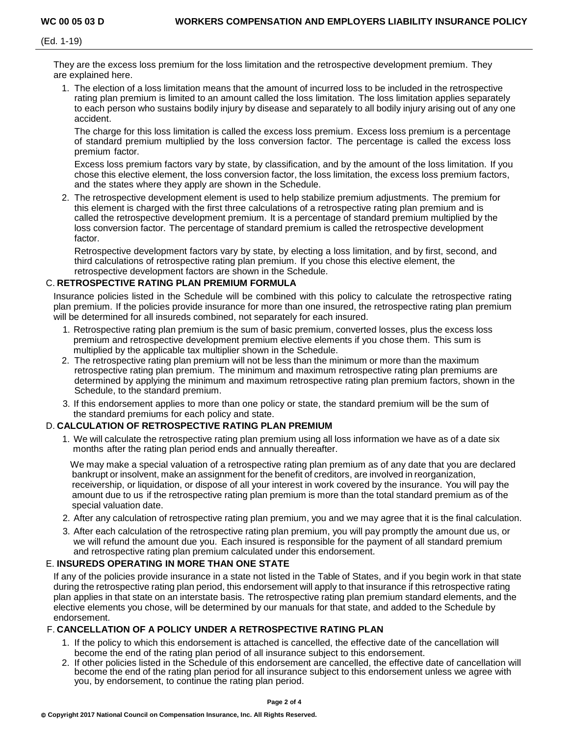They are the excess loss premium for the loss limitation and the retrospective development premium. They are explained here.

1. The election of a loss limitation means that the amount of incurred loss to be included in the retrospective rating plan premium is limited to an amount called the loss limitation. The loss limitation applies separately to each person who sustains bodily injury by disease and separately to all bodily injury arising out of any one accident.

   The charge for this loss limitation is called the excess loss premium. Excess loss premium is a percentage of standard premium multiplied by the loss conversion factor. The percentage is called the excess loss premium factor.

   Excess loss premium factors vary by state, by classification, and by the amount of the loss limitation. If you chose this elective element, the loss conversion factor, the loss limitation, the excess loss premium factors, and the states where they apply are shown in the Schedule.

2. The retrospective development element is used to help stabilize premium adjustments. The premium for this element is charged with the first three calculations of a retrospective rating plan premium and is called the retrospective development premium. It is a percentage of standard premium multiplied by the loss conversion factor. The percentage of standard premium is called the retrospective development factor.

   Retrospective development factors vary by state, by electing a loss limitation, and by first, second, and third calculations of retrospective rating plan premium. If you chose this elective element, the retrospective development factors are shown in the Schedule.

## C. RETROSPECTIVE RATING PLAN PREMIUM FORMULA

Insurance policies listed in the Schedule will be combined with this policy to calculate the retrospective rating plan premium. If the policies provide insurance for more than one insured, the retrospective rating plan premium will be determined for all insureds combined, not separately for each insured.

1. Retrospective rating plan premium is the sum of basic premium, converted losses, plus the excess loss premium and retrospective development premium elective elements if you chose them. This sum is multiplied by the applicable tax multiplier shown in the Schedule.
2. The retrospective rating plan premium will not be less than the minimum or more than the maximum retrospective rating plan premium. The minimum and maximum retrospective rating plan premiums are determined by applying the minimum and maximum retrospective rating plan premium factors, shown in the Schedule, to the standard premium.
3. If this endorsement applies to more than one policy or state, the standard premium will be the sum of the standard premiums for each policy and state.

## D. CALCULATION OF RETROSPECTIVE RATING PLAN PREMIUM

1. We will calculate the retrospective rating plan premium using all loss information we have as of a date six months after the rating plan period ends and annually thereafter.

   We may make a special valuation of a retrospective rating plan premium as of any date that you are declared bankrupt or insolvent, make an assignment for the benefit of creditors, are involved in reorganization, receivership, or liquidation, or dispose of all your interest in work covered by the insurance. You will pay the amount due to us if the retrospective rating plan premium is more than the total standard premium as of the special valuation date.

2. After any calculation of retrospective rating plan premium, you and we may agree that it is the final calculation.
3. After each calculation of the retrospective rating plan premium, you will pay promptly the amount due us, or we will refund the amount due you. Each insured is responsible for the payment of all standard premium and retrospective rating plan premium calculated under this endorsement.

## E. INSUREDS OPERATING IN MORE THAN ONE STATE

If any of the policies provide insurance in a state not listed in the Table of States, and if you begin work in that state during the retrospective rating plan period, this endorsement will apply to that insurance if this retrospective rating plan applies in that state on an interstate basis. The retrospective rating plan premium standard elements, and the elective elements you chose, will be determined by our manuals for that state, and added to the Schedule by endorsement.

## F. CANCELLATION OF A POLICY UNDER A RETROSPECTIVE RATING PLAN

1. If the policy to which this endorsement is attached is cancelled, the effective date of the cancellation will become the end of the rating plan period of all insurance subject to this endorsement.
2. If other policies listed in the Schedule of this endorsement are cancelled, the effective date of cancellation will become the end of the rating plan period for all insurance subject to this endorsement unless we agree with you, by endorsement, to continue the rating plan period.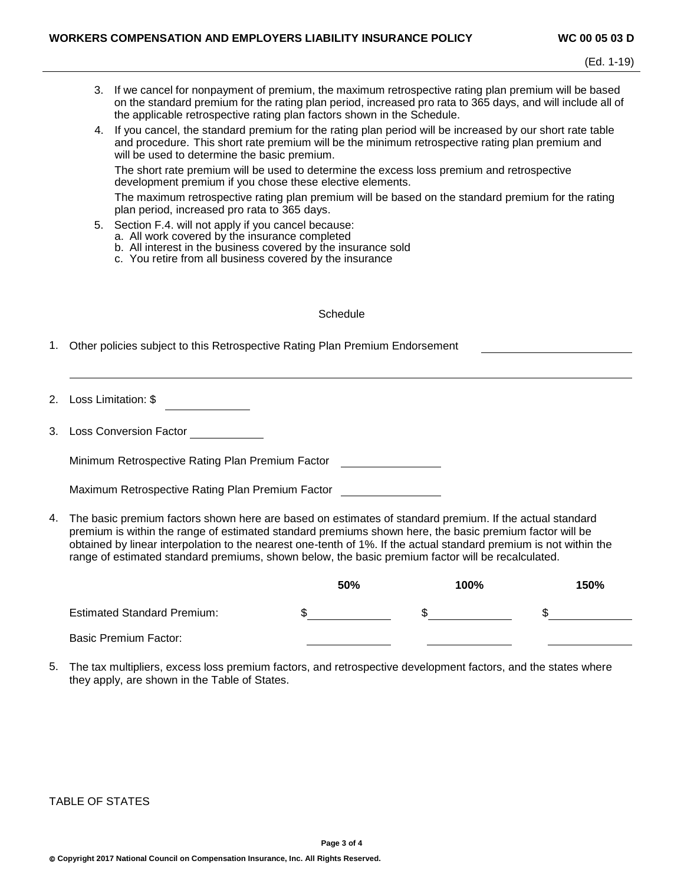3. If we cancel for nonpayment of premium, the maximum retrospective rating plan premium will be based on the standard premium for the rating plan period, increased pro rata to 365 days, and will include all of the applicable retrospective rating plan factors shown in the Schedule.
4. If you cancel, the standard premium for the rating plan period will be increased by our short rate table and procedure. This short rate premium will be the minimum retrospective rating plan premium and will be used to determine the basic premium.

   The short rate premium will be used to determine the excess loss premium and retrospective development premium if you chose these elective elements.

   The maximum retrospective rating plan premium will be based on the standard premium for the rating plan period, increased pro rata to 365 days.
5. Section F.4. will not apply if you cancel because:
   a. All work covered by the insurance completed
   b. All interest in the business covered by the insurance sold
   c. You retire from all business covered by the insurance

Schedule

1. Other policies subject to this Retrospective Rating Plan Premium Endorsement \_\_\_\_\_\_\_\_\_\_\_\_\_\_\_\_\_\_\_\_

2. Loss Limitation: $ \_\_\_\_\_\_\_\_\_\_

3. Loss Conversion Factor \_\_\_\_\_\_\_\_\_\_

   Minimum Retrospective Rating Plan Premium Factor \_\_\_\_\_\_\_\_\_\_

   Maximum Retrospective Rating Plan Premium Factor \_\_\_\_\_\_\_\_\_\_

4. The basic premium factors shown here are based on estimates of standard premium. If the actual standard premium is within the range of estimated standard premiums shown here, the basic premium factor will be obtained by linear interpolation to the nearest one-tenth of 1%. If the actual standard premium is not within the range of estimated standard premiums, shown below, the basic premium factor will be recalculated.

| | **50%** | **100%** | **150%** |
|---|---|---|---|
| Estimated Standard Premium: | $ | $ | $ |
| Basic Premium Factor: | | | |

5. The tax multipliers, excess loss premium factors, and retrospective development factors, and the states where they apply, are shown in the Table of States.

TABLE OF STATES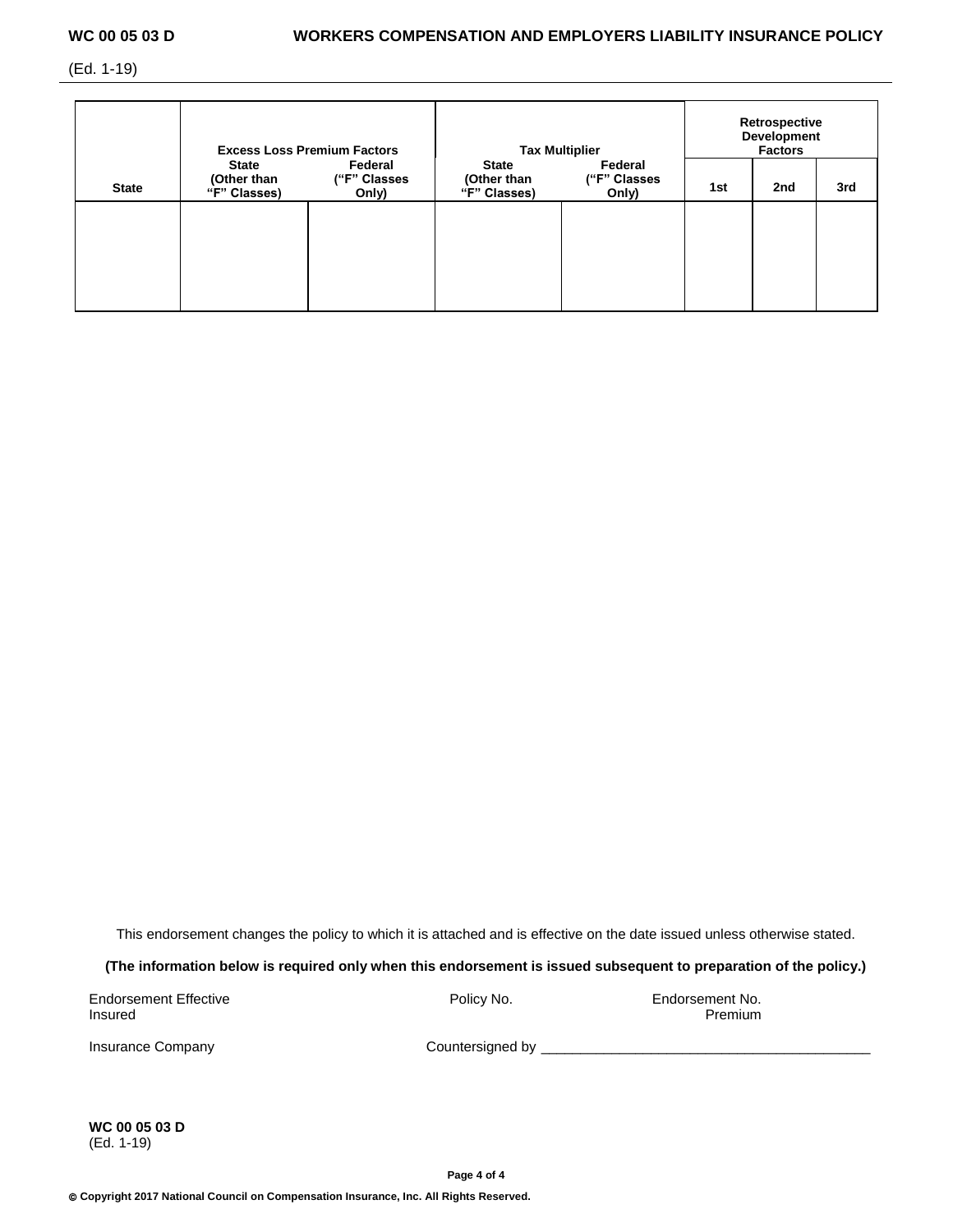| State | Excess Loss Premium Factors | | Tax Multiplier | | Retrospective Development Factors | | |
|---|---|---|---|---|---|---|---|
| | State (Other than "F" Classes) | Federal ("F" Classes Only) | State (Other than "F" Classes) | Federal ("F" Classes Only) | 1st | 2nd | 3rd |
| | | | | | | | |

This endorsement changes the policy to which it is attached and is effective on the date issued unless otherwise stated.

**(The information below is required only when this endorsement is issued subsequent to preparation of the policy.)**

Endorsement Effective Policy No. Endorsement No.
Insured Premium

Insurance Company Countersigned by ________________________________________

**WC 00 05 03 D**
(Ed. 1-19)

© **Copyright 2017 National Council on Compensation Insurance, Inc. All Rights Reserved.**